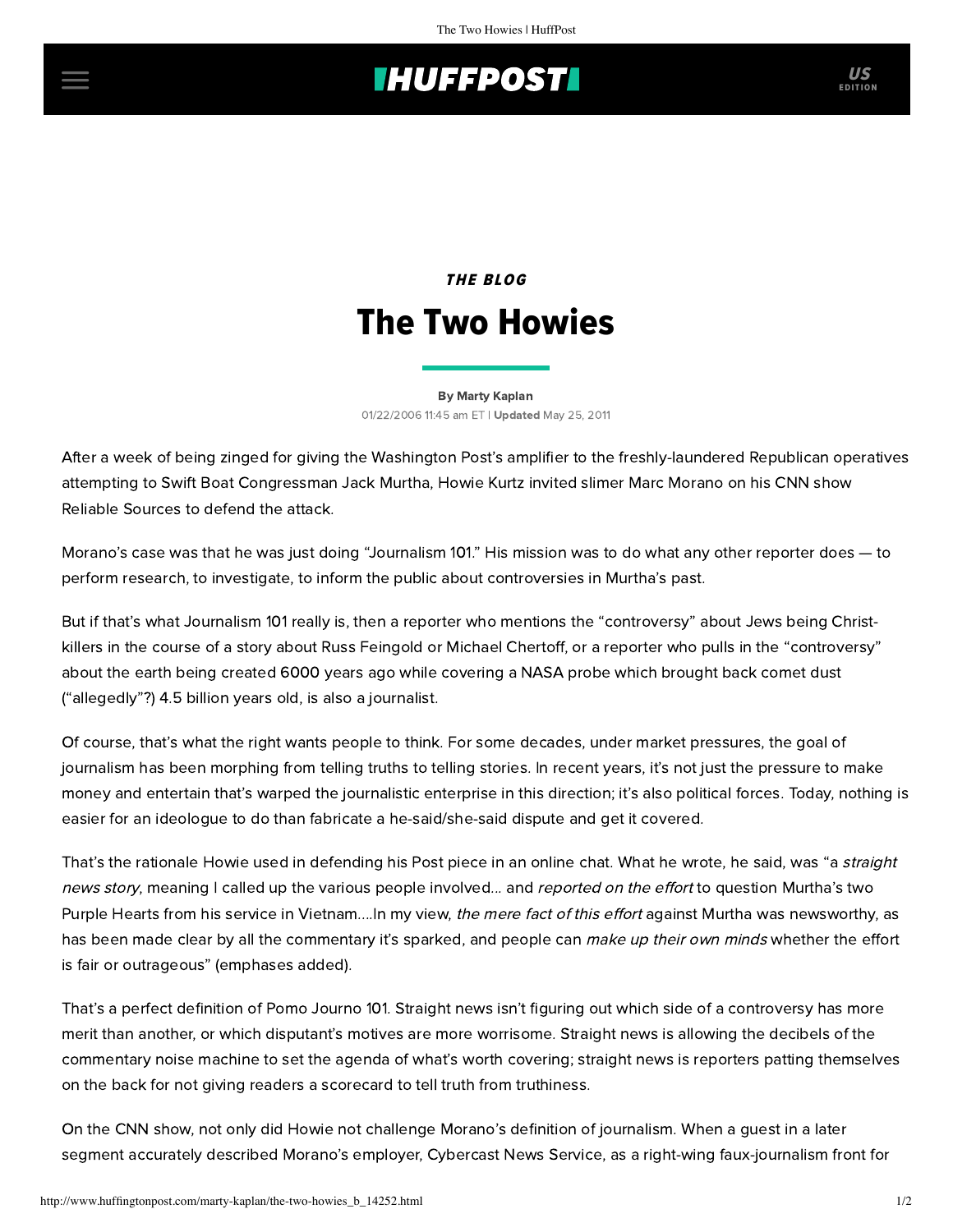THE BLOG

# The Two Howies

By Marty Kaplan

01/22/2006 11:45 am ET | **Updated** May 25, 2011

After a week of being zinged for giving the Washington Post's amplifier to the freshly-laundered Republican operatives attempting to Swift Boat Congressman Jack Murtha, Howie Kurtz invited slimer Marc Morano on his CNN show Reliable Sources to defend the attack.

Morano's case was that he was just doing "Journalism 101." His mission was to do what any other reporter does — to perform research, to investigate, to inform the public about controversies in Murtha's past.

But if that's what Journalism 101 really is, then a reporter who mentions the "controversy" about Jews being Christ-killers in the course of a story about Russ Feingold or Michael Chertoff, or a reporter who pulls in the "controversy" about the earth being created 6000 years ago while covering a NASA probe which brought back comet dust ("allegedly"?) 4.5 billion years old, is also a journalist.

Of course, that's what the right wants people to think. For some decades, under market pressures, the goal of journalism has been morphing from telling truths to telling stories. In recent years, it's not just the pressure to make money and entertain that's warped the journalistic enterprise in this direction; it's also political forces. Today, nothing is easier for an ideologue to do than fabricate a he-said/she-said dispute and get it covered.

That's the rationale Howie used in defending his Post piece in an online chat. What he wrote, he said, was "a *straight news story*, meaning I called up the various people involved... and *reported on the effort* to question Murtha's two Purple Hearts from his service in Vietnam....In my view, *the mere fact of this effort* against Murtha was newsworthy, as has been made clear by all the commentary it's sparked, and people can *make up their own minds* whether the effort is fair or outrageous" (emphases added).

That's a perfect definition of Pomo Journo 101. Straight news isn't figuring out which side of a controversy has more merit than another, or which disputant's motives are more worrisome. Straight news is allowing the decibels of the commentary noise machine to set the agenda of what's worth covering; straight news is reporters patting themselves on the back for not giving readers a scorecard to tell truth from truthiness.

On the CNN show, not only did Howie not challenge Morano's definition of journalism. When a guest in a later segment accurately described Morano's employer, Cybercast News Service, as a right-wing faux-journalism front for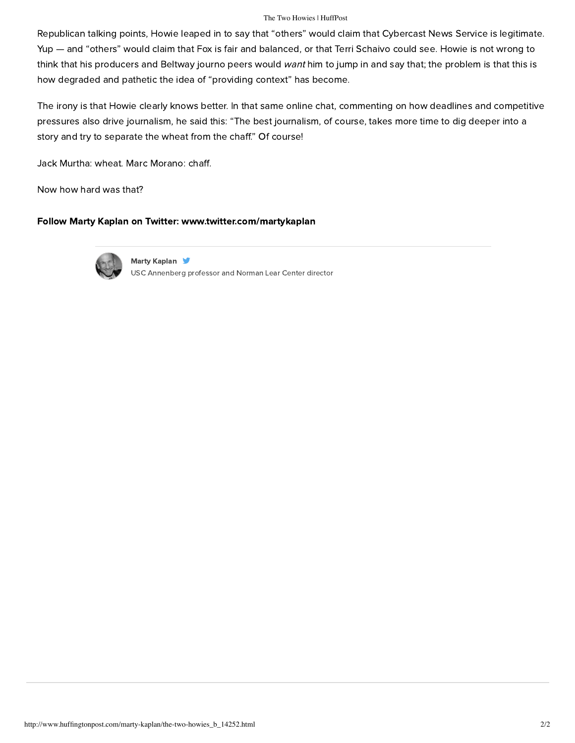Republican talking points, Howie leaped in to say that "others" would claim that Cybercast News Service is legitimate. Yup — and "others" would claim that Fox is fair and balanced, or that Terri Schaivo could see. Howie is not wrong to think that his producers and Beltway journo peers would *want* him to jump in and say that; the problem is that this is how degraded and pathetic the idea of "providing context" has become.

The irony is that Howie clearly knows better. In that same online chat, commenting on how deadlines and competitive pressures also drive journalism, he said this: "The best journalism, of course, takes more time to dig deeper into a story and try to separate the wheat from the chaff." Of course!

Jack Murtha: wheat. Marc Morano: chaff.

Now how hard was that?

**Follow Marty Kaplan on Twitter: www.twitter.com/martykaplan**

**Marty Kaplan**
USC Annenberg professor and Norman Lear Center director